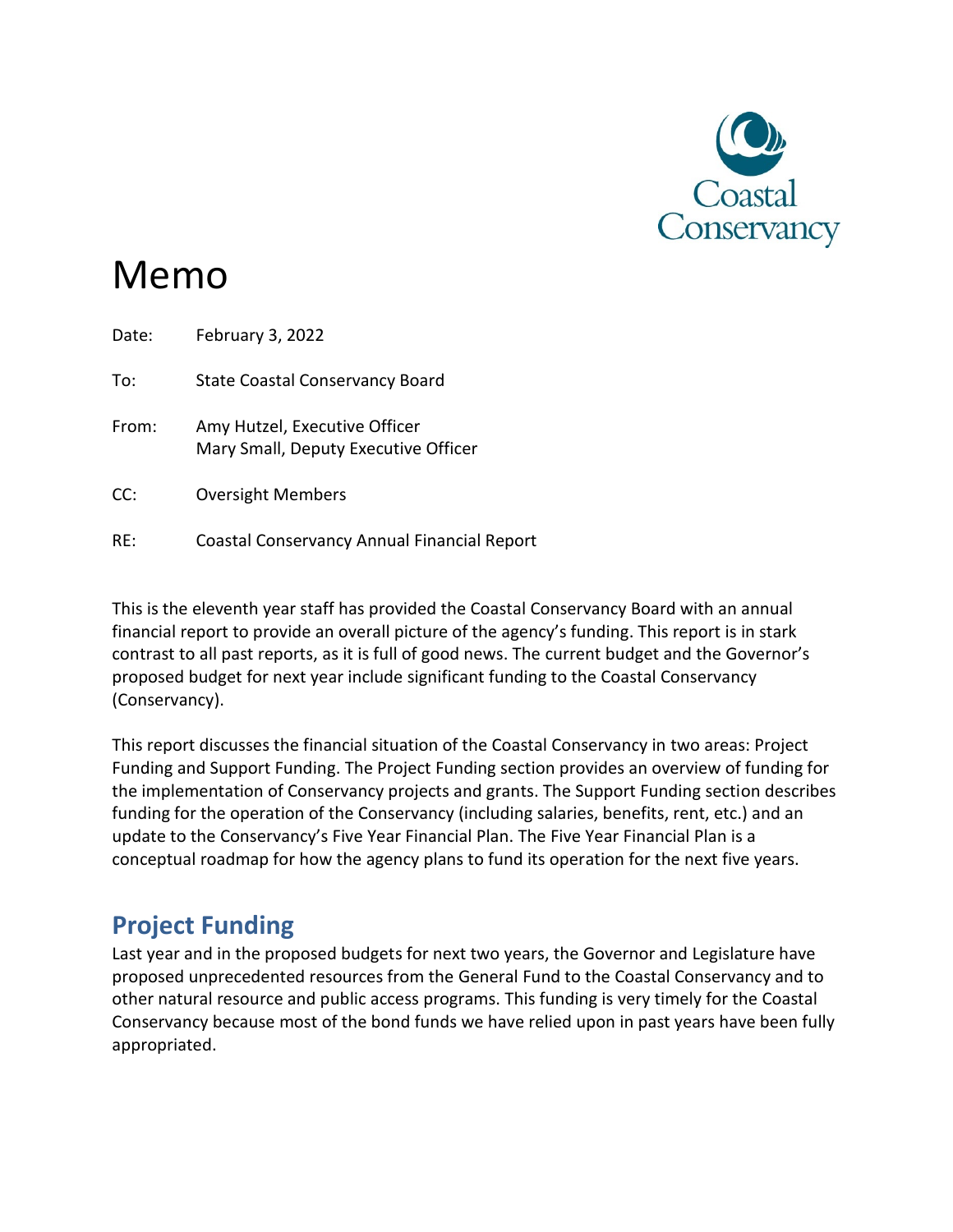Coastal Conservancy

# Memo

Date: February 3, 2022

To: State Coastal Conservancy Board

From: Amy Hutzel, Executive Officer
Mary Small, Deputy Executive Officer

CC: Oversight Members

RE: Coastal Conservancy Annual Financial Report

This is the eleventh year staff has provided the Coastal Conservancy Board with an annual financial report to provide an overall picture of the agency's funding. This report is in stark contrast to all past reports, as it is full of good news. The current budget and the Governor's proposed budget for next year include significant funding to the Coastal Conservancy (Conservancy).

This report discusses the financial situation of the Coastal Conservancy in two areas: Project Funding and Support Funding. The Project Funding section provides an overview of funding for the implementation of Conservancy projects and grants. The Support Funding section describes funding for the operation of the Conservancy (including salaries, benefits, rent, etc.) and an update to the Conservancy's Five Year Financial Plan. The Five Year Financial Plan is a conceptual roadmap for how the agency plans to fund its operation for the next five years.

## Project Funding

Last year and in the proposed budgets for next two years, the Governor and Legislature have proposed unprecedented resources from the General Fund to the Coastal Conservancy and to other natural resource and public access programs. This funding is very timely for the Coastal Conservancy because most of the bond funds we have relied upon in past years have been fully appropriated.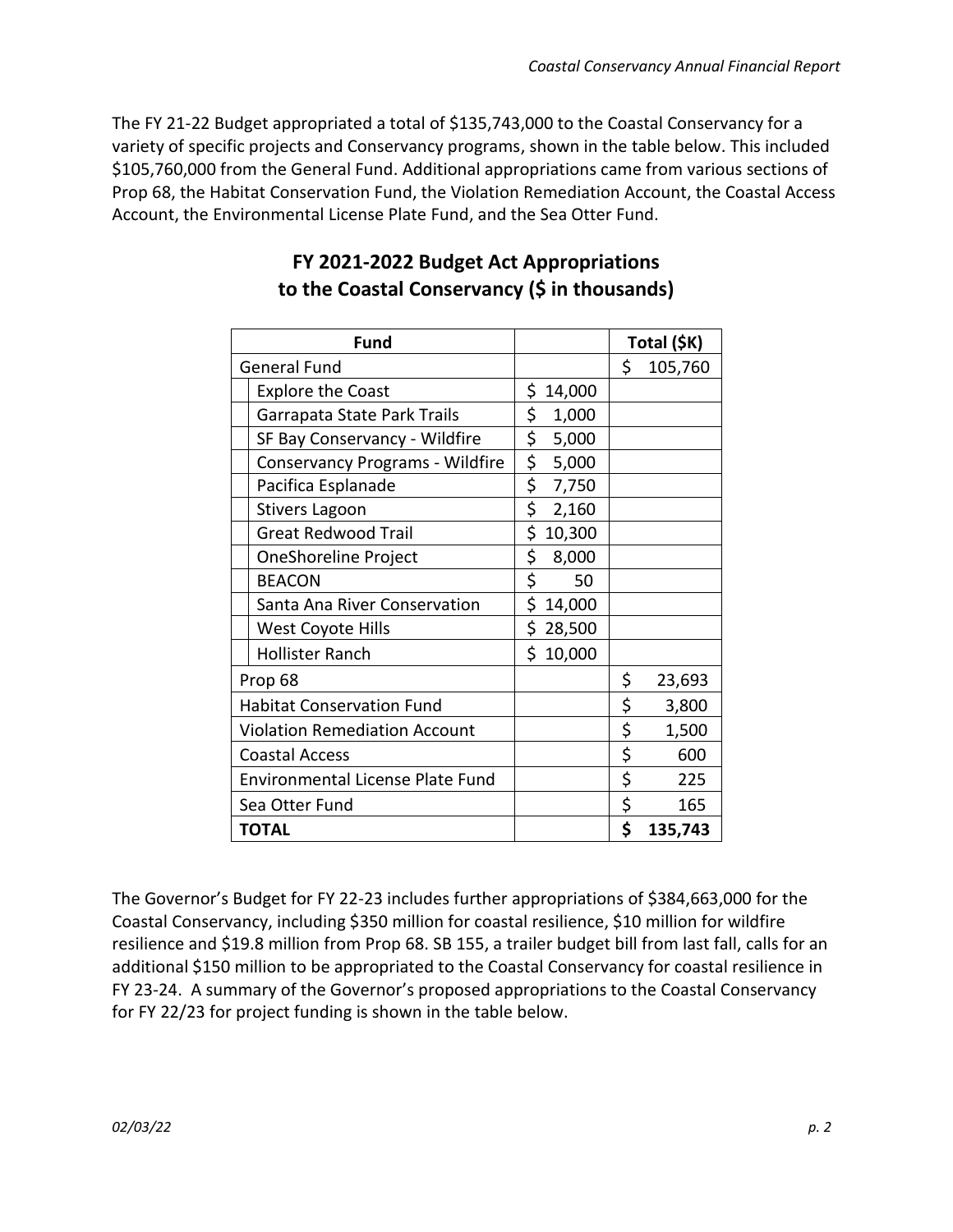The FY 21-22 Budget appropriated a total of $135,743,000 to the Coastal Conservancy for a variety of specific projects and Conservancy programs, shown in the table below. This included $105,760,000 from the General Fund. Additional appropriations came from various sections of Prop 68, the Habitat Conservation Fund, the Violation Remediation Account, the Coastal Access Account, the Environmental License Plate Fund, and the Sea Otter Fund.

## FY 2021-2022 Budget Act Appropriations to the Coastal Conservancy ($ in thousands)

| Fund | | Total ($K) |
|---|---|---|
| General Fund | | $ 105,760 |
| Explore the Coast | $ 14,000 | |
| Garrapata State Park Trails | $ 1,000 | |
| SF Bay Conservancy - Wildfire | $ 5,000 | |
| Conservancy Programs - Wildfire | $ 5,000 | |
| Pacifica Esplanade | $ 7,750 | |
| Stivers Lagoon | $ 2,160 | |
| Great Redwood Trail | $ 10,300 | |
| OneShoreline Project | $ 8,000 | |
| BEACON | $ 50 | |
| Santa Ana River Conservation | $ 14,000 | |
| West Coyote Hills | $ 28,500 | |
| Hollister Ranch | $ 10,000 | |
| Prop 68 | | $ 23,693 |
| Habitat Conservation Fund | | $ 3,800 |
| Violation Remediation Account | | $ 1,500 |
| Coastal Access | | $ 600 |
| Environmental License Plate Fund | | $ 225 |
| Sea Otter Fund | | $ 165 |
| **TOTAL** | | **$ 135,743** |

The Governor's Budget for FY 22-23 includes further appropriations of $384,663,000 for the Coastal Conservancy, including $350 million for coastal resilience, $10 million for wildfire resilience and $19.8 million from Prop 68. SB 155, a trailer budget bill from last fall, calls for an additional $150 million to be appropriated to the Coastal Conservancy for coastal resilience in FY 23-24. A summary of the Governor's proposed appropriations to the Coastal Conservancy for FY 22/23 for project funding is shown in the table below.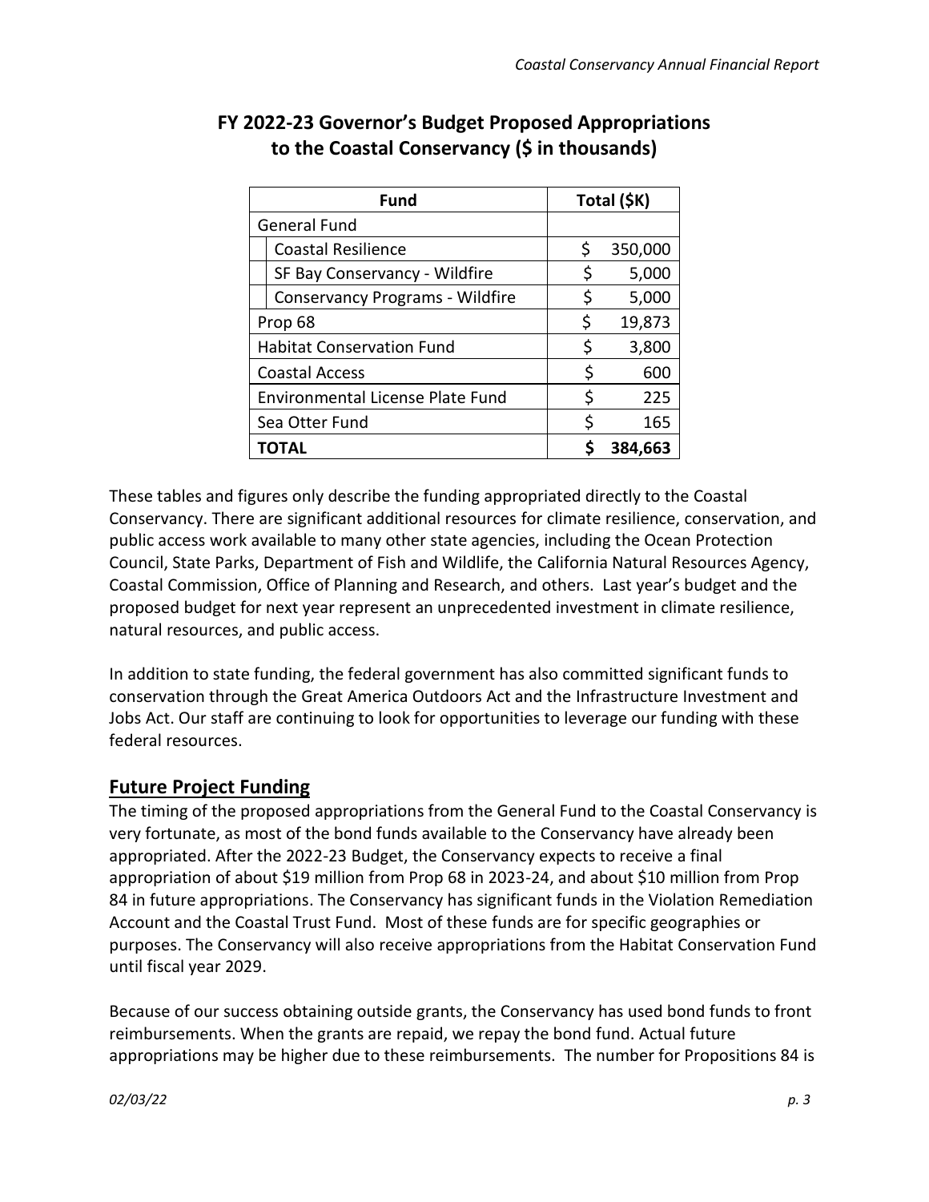## FY 2022-23 Governor's Budget Proposed Appropriations to the Coastal Conservancy ($ in thousands)

| Fund | Total ($K) |
|---|---|
| General Fund | |
| Coastal Resilience | $ 350,000 |
| SF Bay Conservancy - Wildfire | $ 5,000 |
| Conservancy Programs - Wildfire | $ 5,000 |
| Prop 68 | $ 19,873 |
| Habitat Conservation Fund | $ 3,800 |
| Coastal Access | $ 600 |
| Environmental License Plate Fund | $ 225 |
| Sea Otter Fund | $ 165 |
| **TOTAL** | **$ 384,663** |

These tables and figures only describe the funding appropriated directly to the Coastal Conservancy. There are significant additional resources for climate resilience, conservation, and public access work available to many other state agencies, including the Ocean Protection Council, State Parks, Department of Fish and Wildlife, the California Natural Resources Agency, Coastal Commission, Office of Planning and Research, and others. Last year's budget and the proposed budget for next year represent an unprecedented investment in climate resilience, natural resources, and public access.

In addition to state funding, the federal government has also committed significant funds to conservation through the Great America Outdoors Act and the Infrastructure Investment and Jobs Act. Our staff are continuing to look for opportunities to leverage our funding with these federal resources.

## Future Project Funding

The timing of the proposed appropriations from the General Fund to the Coastal Conservancy is very fortunate, as most of the bond funds available to the Conservancy have already been appropriated. After the 2022-23 Budget, the Conservancy expects to receive a final appropriation of about $19 million from Prop 68 in 2023-24, and about $10 million from Prop 84 in future appropriations. The Conservancy has significant funds in the Violation Remediation Account and the Coastal Trust Fund. Most of these funds are for specific geographies or purposes. The Conservancy will also receive appropriations from the Habitat Conservation Fund until fiscal year 2029.

Because of our success obtaining outside grants, the Conservancy has used bond funds to front reimbursements. When the grants are repaid, we repay the bond fund. Actual future appropriations may be higher due to these reimbursements. The number for Propositions 84 is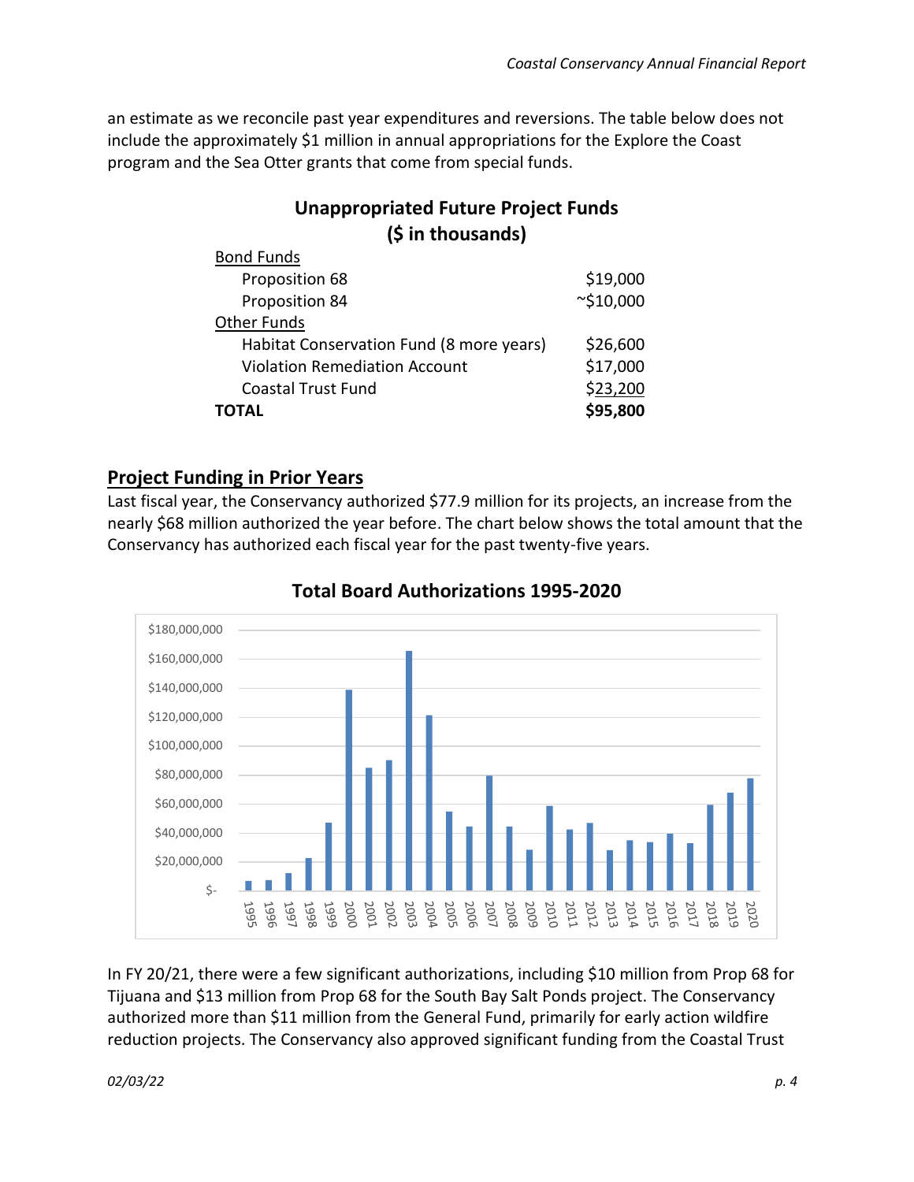an estimate as we reconcile past year expenditures and reversions. The table below does not include the approximately $1 million in annual appropriations for the Explore the Coast program and the Sea Otter grants that come from special funds.

## Unappropriated Future Project Funds
## ($ in thousands)

| | |
|---|---|
| Bond Funds | |
| Proposition 68 | $19,000 |
| Proposition 84 | ~$10,000 |
| Other Funds | |
| Habitat Conservation Fund (8 more years) | $26,600 |
| Violation Remediation Account | $17,000 |
| Coastal Trust Fund | $23,200 |
| **TOTAL** | **$95,800** |

## Project Funding in Prior Years

Last fiscal year, the Conservancy authorized $77.9 million for its projects, an increase from the nearly $68 million authorized the year before. The chart below shows the total amount that the Conservancy has authorized each fiscal year for the past twenty-five years.

### Total Board Authorizations 1995-2020

In FY 20/21, there were a few significant authorizations, including $10 million from Prop 68 for Tijuana and $13 million from Prop 68 for the South Bay Salt Ponds project. The Conservancy authorized more than $11 million from the General Fund, primarily for early action wildfire reduction projects. The Conservancy also approved significant funding from the Coastal Trust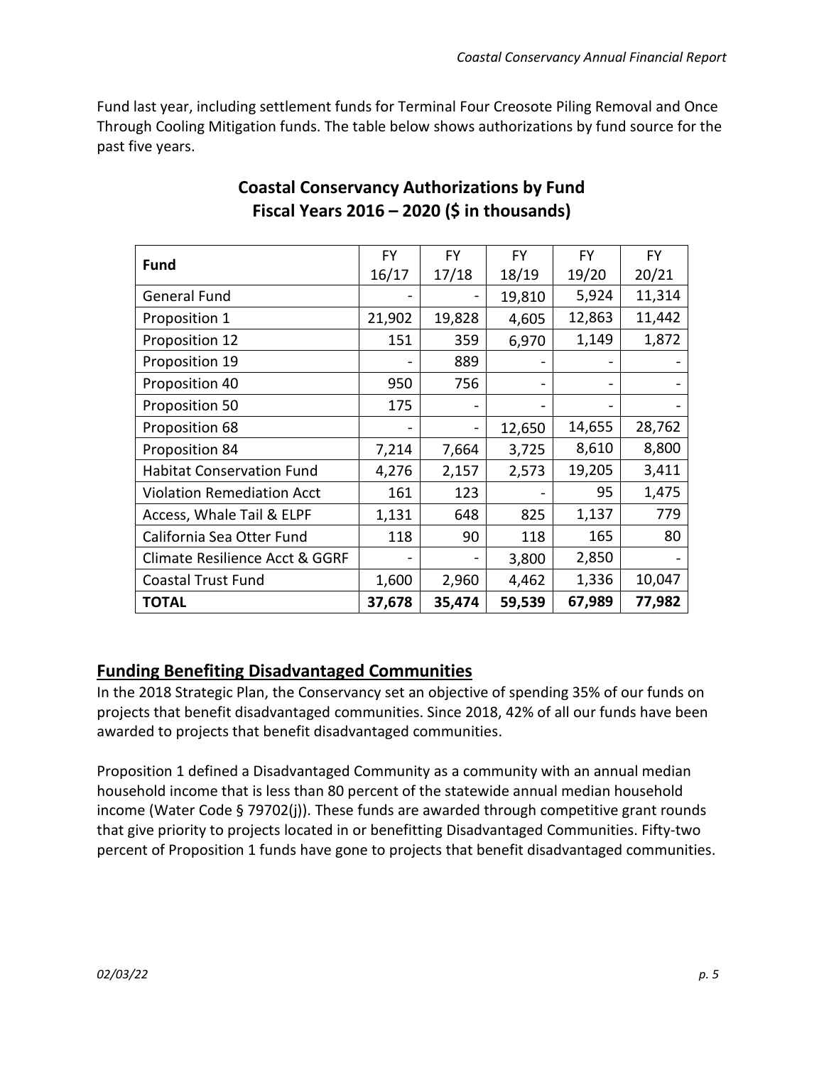Fund last year, including settlement funds for Terminal Four Creosote Piling Removal and Once Through Cooling Mitigation funds. The table below shows authorizations by fund source for the past five years.

## Coastal Conservancy Authorizations by Fund
## Fiscal Years 2016 – 2020 ($ in thousands)

| Fund | FY 16/17 | FY 17/18 | FY 18/19 | FY 19/20 | FY 20/21 |
|---|---|---|---|---|---|
| General Fund | - | - | 19,810 | 5,924 | 11,314 |
| Proposition 1 | 21,902 | 19,828 | 4,605 | 12,863 | 11,442 |
| Proposition 12 | 151 | 359 | 6,970 | 1,149 | 1,872 |
| Proposition 19 | - | 889 | - | - | - |
| Proposition 40 | 950 | 756 | - | - | - |
| Proposition 50 | 175 | - | - | - | - |
| Proposition 68 | - | - | 12,650 | 14,655 | 28,762 |
| Proposition 84 | 7,214 | 7,664 | 3,725 | 8,610 | 8,800 |
| Habitat Conservation Fund | 4,276 | 2,157 | 2,573 | 19,205 | 3,411 |
| Violation Remediation Acct | 161 | 123 | - | 95 | 1,475 |
| Access, Whale Tail & ELPF | 1,131 | 648 | 825 | 1,137 | 779 |
| California Sea Otter Fund | 118 | 90 | 118 | 165 | 80 |
| Climate Resilience Acct & GGRF | - | - | 3,800 | 2,850 | - |
| Coastal Trust Fund | 1,600 | 2,960 | 4,462 | 1,336 | 10,047 |
| **TOTAL** | **37,678** | **35,474** | **59,539** | **67,989** | **77,982** |

## Funding Benefiting Disadvantaged Communities

In the 2018 Strategic Plan, the Conservancy set an objective of spending 35% of our funds on projects that benefit disadvantaged communities. Since 2018, 42% of all our funds have been awarded to projects that benefit disadvantaged communities.

Proposition 1 defined a Disadvantaged Community as a community with an annual median household income that is less than 80 percent of the statewide annual median household income (Water Code § 79702(j)). These funds are awarded through competitive grant rounds that give priority to projects located in or benefitting Disadvantaged Communities. Fifty-two percent of Proposition 1 funds have gone to projects that benefit disadvantaged communities.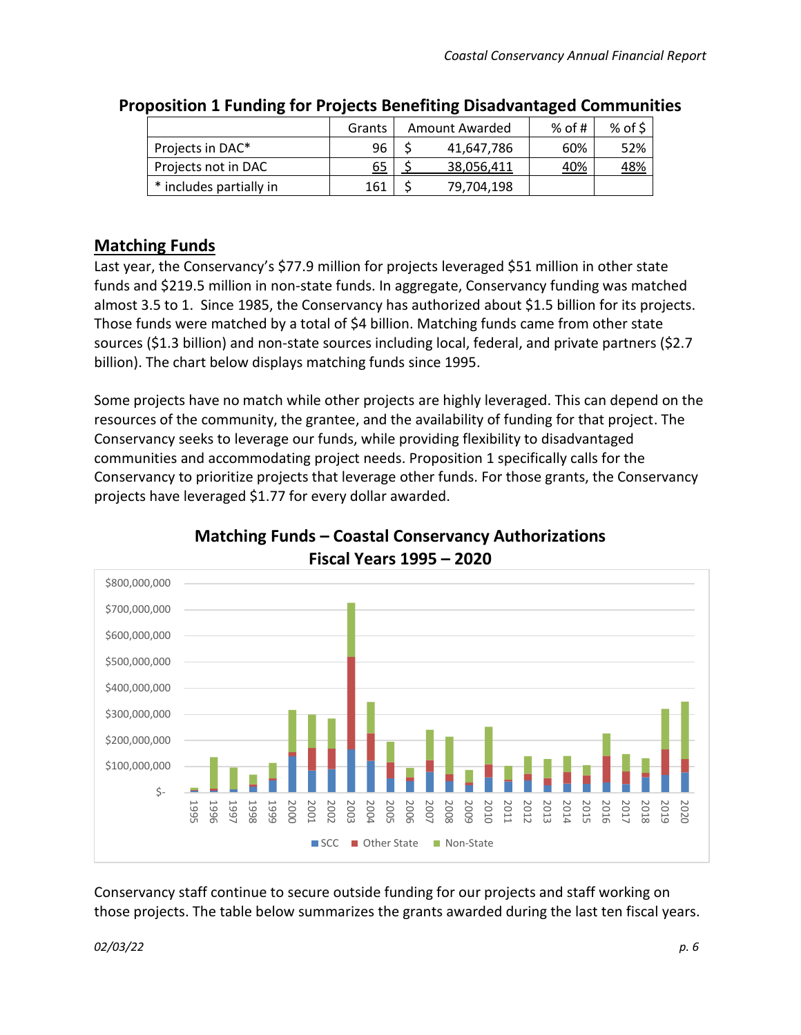## Proposition 1 Funding for Projects Benefiting Disadvantaged Communities

| | Grants | Amount Awarded | % of # | % of $ |
|---|---|---|---|---|
| Projects in DAC* | 96 | $ 41,647,786 | 60% | 52% |
| Projects not in DAC | 65 | $ 38,056,411 | 40% | 48% |
| * includes partially in | 161 | $ 79,704,198 | | |

## Matching Funds

Last year, the Conservancy's $77.9 million for projects leveraged $51 million in other state funds and $219.5 million in non-state funds. In aggregate, Conservancy funding was matched almost 3.5 to 1. Since 1985, the Conservancy has authorized about $1.5 billion for its projects. Those funds were matched by a total of $4 billion. Matching funds came from other state sources ($1.3 billion) and non-state sources including local, federal, and private partners ($2.7 billion). The chart below displays matching funds since 1995.

Some projects have no match while other projects are highly leveraged. This can depend on the resources of the community, the grantee, and the availability of funding for that project. The Conservancy seeks to leverage our funds, while providing flexibility to disadvantaged communities and accommodating project needs. Proposition 1 specifically calls for the Conservancy to prioritize projects that leverage other funds. For those grants, the Conservancy projects have leveraged $1.77 for every dollar awarded.

**Matching Funds – Coastal Conservancy Authorizations**
**Fiscal Years 1995 – 2020**

Conservancy staff continue to secure outside funding for our projects and staff working on those projects. The table below summarizes the grants awarded during the last ten fiscal years.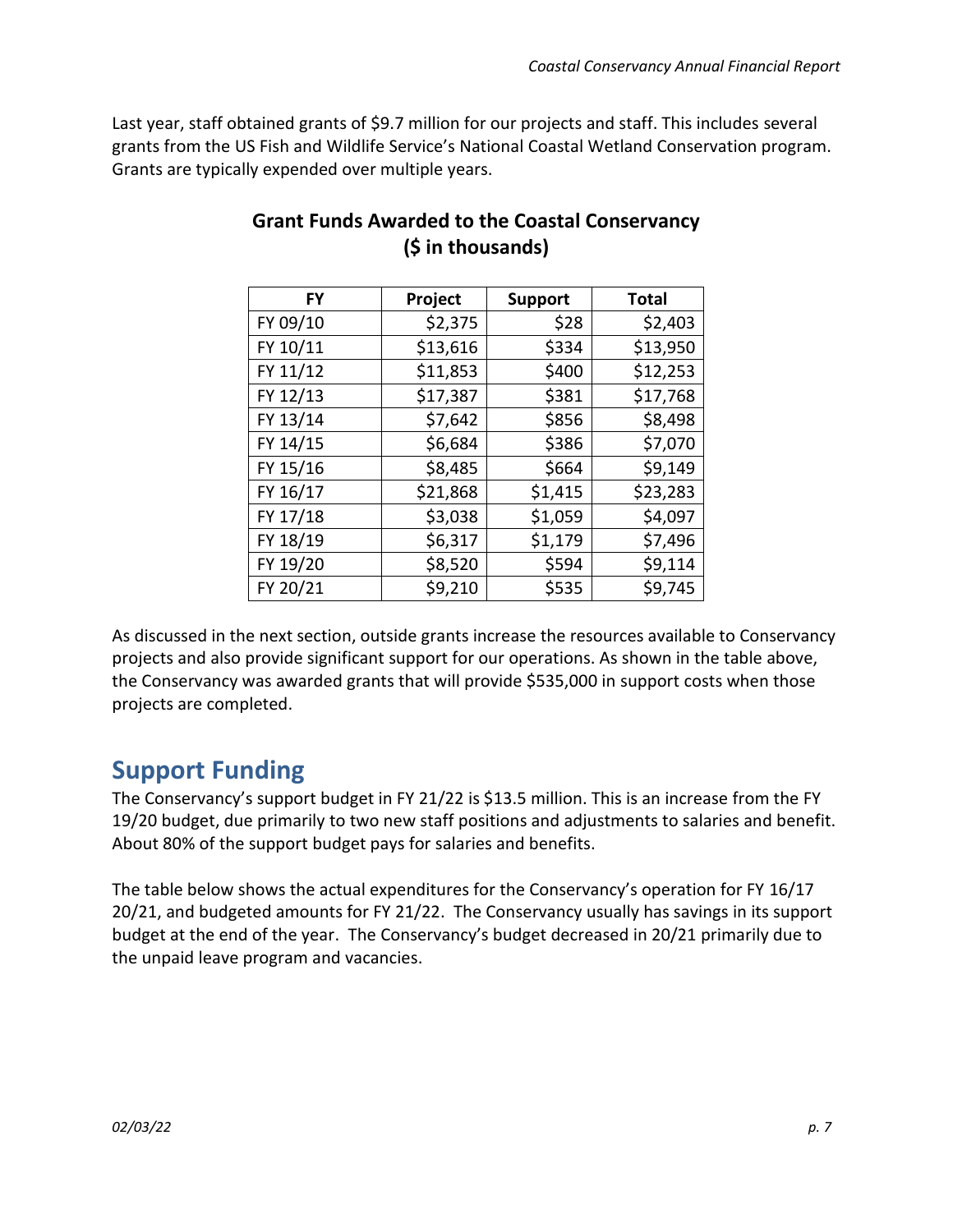Last year, staff obtained grants of $9.7 million for our projects and staff. This includes several grants from the US Fish and Wildlife Service's National Coastal Wetland Conservation program. Grants are typically expended over multiple years.

**Grant Funds Awarded to the Coastal Conservancy ($ in thousands)**

| FY | Project | Support | Total |
|---|---|---|---|
| FY 09/10 | $2,375 | $28 | $2,403 |
| FY 10/11 | $13,616 | $334 | $13,950 |
| FY 11/12 | $11,853 | $400 | $12,253 |
| FY 12/13 | $17,387 | $381 | $17,768 |
| FY 13/14 | $7,642 | $856 | $8,498 |
| FY 14/15 | $6,684 | $386 | $7,070 |
| FY 15/16 | $8,485 | $664 | $9,149 |
| FY 16/17 | $21,868 | $1,415 | $23,283 |
| FY 17/18 | $3,038 | $1,059 | $4,097 |
| FY 18/19 | $6,317 | $1,179 | $7,496 |
| FY 19/20 | $8,520 | $594 | $9,114 |
| FY 20/21 | $9,210 | $535 | $9,745 |

As discussed in the next section, outside grants increase the resources available to Conservancy projects and also provide significant support for our operations. As shown in the table above, the Conservancy was awarded grants that will provide $535,000 in support costs when those projects are completed.

## Support Funding

The Conservancy's support budget in FY 21/22 is $13.5 million. This is an increase from the FY 19/20 budget, due primarily to two new staff positions and adjustments to salaries and benefit. About 80% of the support budget pays for salaries and benefits.

The table below shows the actual expenditures for the Conservancy's operation for FY 16/17 20/21, and budgeted amounts for FY 21/22. The Conservancy usually has savings in its support budget at the end of the year. The Conservancy's budget decreased in 20/21 primarily due to the unpaid leave program and vacancies.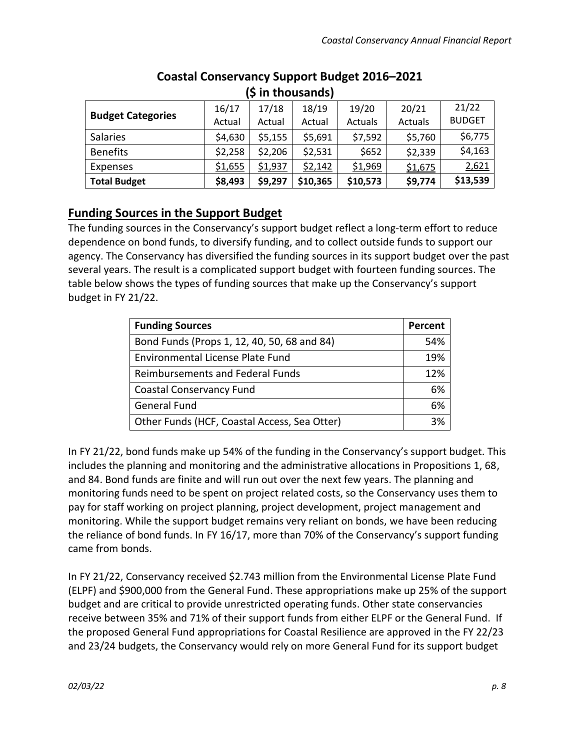## Coastal Conservancy Support Budget 2016–2021
### ($ in thousands)

| Budget Categories | 16/17 Actual | 17/18 Actual | 18/19 Actual | 19/20 Actuals | 20/21 Actuals | 21/22 BUDGET |
|---|---|---|---|---|---|---|
| Salaries | $4,630 | $5,155 | $5,691 | $7,592 | $5,760 | $6,775 |
| Benefits | $2,258 | $2,206 | $2,531 | $652 | $2,339 | $4,163 |
| Expenses | $1,655 | $1,937 | $2,142 | $1,969 | $1,675 | 2,621 |
| **Total Budget** | **$8,493** | **$9,297** | **$10,365** | **$10,573** | **$9,774** | **$13,539** |

## Funding Sources in the Support Budget

The funding sources in the Conservancy's support budget reflect a long-term effort to reduce dependence on bond funds, to diversify funding, and to collect outside funds to support our agency. The Conservancy has diversified the funding sources in its support budget over the past several years. The result is a complicated support budget with fourteen funding sources. The table below shows the types of funding sources that make up the Conservancy's support budget in FY 21/22.

| Funding Sources | Percent |
|---|---|
| Bond Funds (Props 1, 12, 40, 50, 68 and 84) | 54% |
| Environmental License Plate Fund | 19% |
| Reimbursements and Federal Funds | 12% |
| Coastal Conservancy Fund | 6% |
| General Fund | 6% |
| Other Funds (HCF, Coastal Access, Sea Otter) | 3% |

In FY 21/22, bond funds make up 54% of the funding in the Conservancy's support budget. This includes the planning and monitoring and the administrative allocations in Propositions 1, 68, and 84. Bond funds are finite and will run out over the next few years. The planning and monitoring funds need to be spent on project related costs, so the Conservancy uses them to pay for staff working on project planning, project development, project management and monitoring. While the support budget remains very reliant on bonds, we have been reducing the reliance of bond funds. In FY 16/17, more than 70% of the Conservancy's support funding came from bonds.

In FY 21/22, Conservancy received $2.743 million from the Environmental License Plate Fund (ELPF) and $900,000 from the General Fund. These appropriations make up 25% of the support budget and are critical to provide unrestricted operating funds. Other state conservancies receive between 35% and 71% of their support funds from either ELPF or the General Fund. If the proposed General Fund appropriations for Coastal Resilience are approved in the FY 22/23 and 23/24 budgets, the Conservancy would rely on more General Fund for its support budget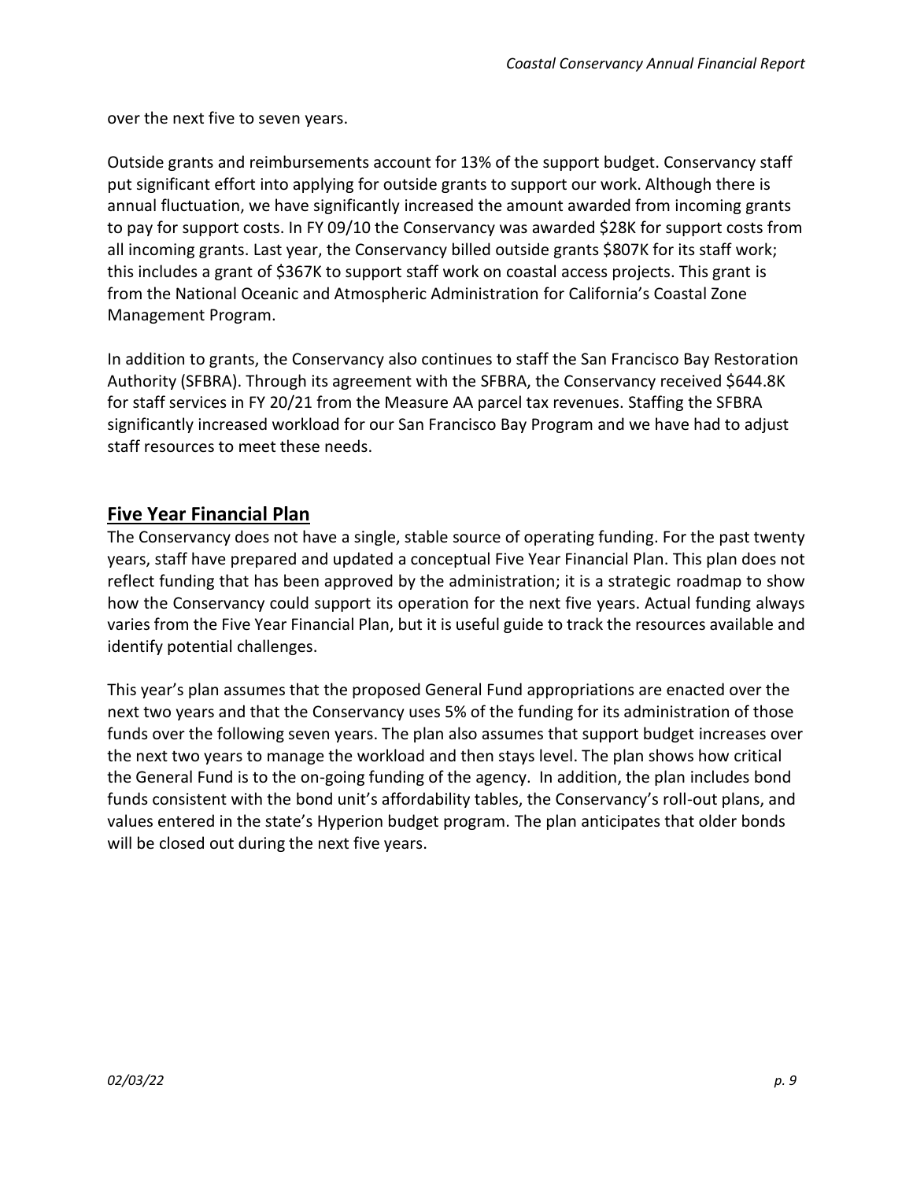over the next five to seven years.

Outside grants and reimbursements account for 13% of the support budget. Conservancy staff put significant effort into applying for outside grants to support our work. Although there is annual fluctuation, we have significantly increased the amount awarded from incoming grants to pay for support costs. In FY 09/10 the Conservancy was awarded $28K for support costs from all incoming grants. Last year, the Conservancy billed outside grants $807K for its staff work; this includes a grant of $367K to support staff work on coastal access projects. This grant is from the National Oceanic and Atmospheric Administration for California's Coastal Zone Management Program.

In addition to grants, the Conservancy also continues to staff the San Francisco Bay Restoration Authority (SFBRA). Through its agreement with the SFBRA, the Conservancy received $644.8K for staff services in FY 20/21 from the Measure AA parcel tax revenues. Staffing the SFBRA significantly increased workload for our San Francisco Bay Program and we have had to adjust staff resources to meet these needs.

## Five Year Financial Plan

The Conservancy does not have a single, stable source of operating funding. For the past twenty years, staff have prepared and updated a conceptual Five Year Financial Plan. This plan does not reflect funding that has been approved by the administration; it is a strategic roadmap to show how the Conservancy could support its operation for the next five years. Actual funding always varies from the Five Year Financial Plan, but it is useful guide to track the resources available and identify potential challenges.

This year's plan assumes that the proposed General Fund appropriations are enacted over the next two years and that the Conservancy uses 5% of the funding for its administration of those funds over the following seven years. The plan also assumes that support budget increases over the next two years to manage the workload and then stays level. The plan shows how critical the General Fund is to the on-going funding of the agency. In addition, the plan includes bond funds consistent with the bond unit's affordability tables, the Conservancy's roll-out plans, and values entered in the state's Hyperion budget program. The plan anticipates that older bonds will be closed out during the next five years.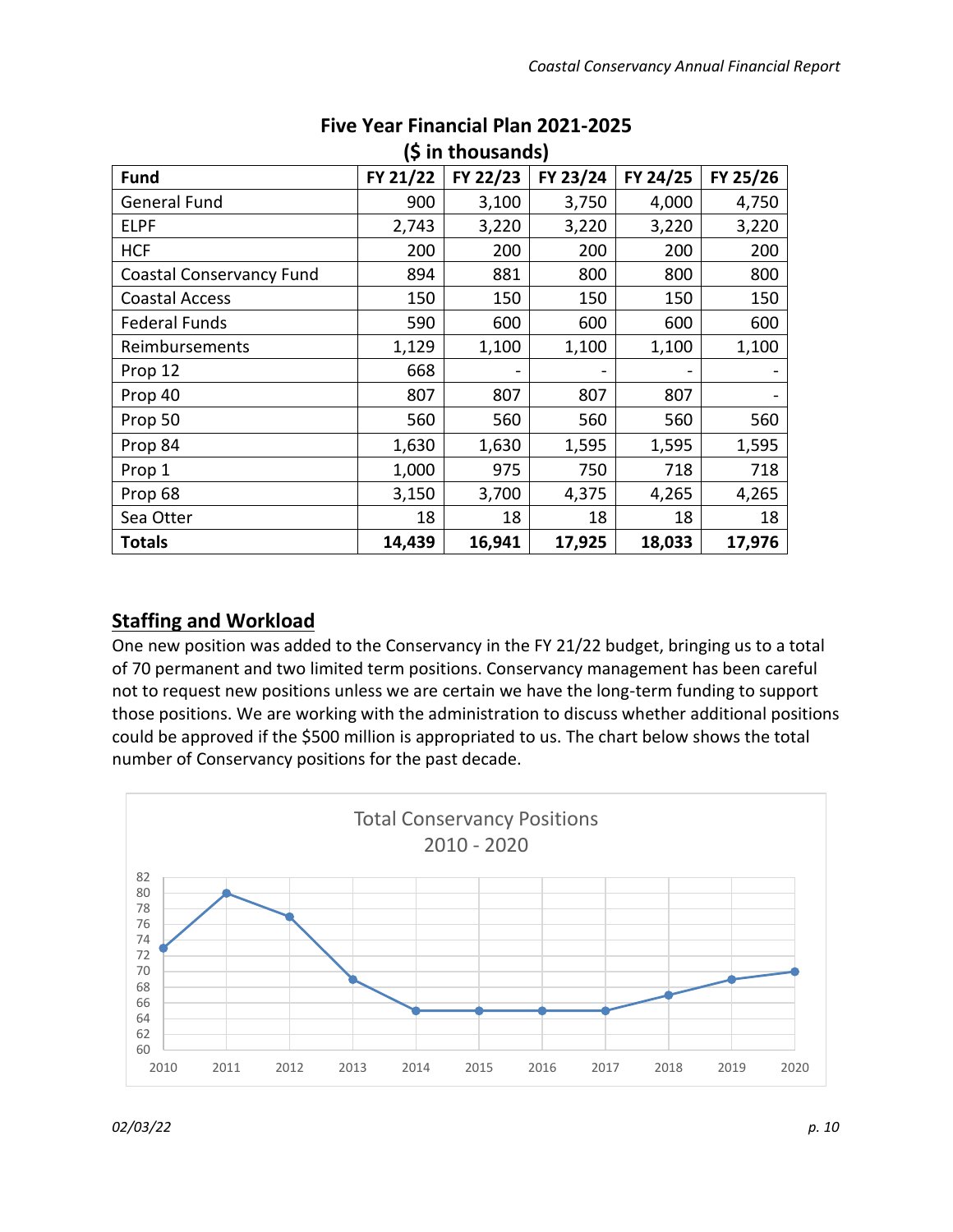## Five Year Financial Plan 2021-2025
### ($ in thousands)

| Fund | FY 21/22 | FY 22/23 | FY 23/24 | FY 24/25 | FY 25/26 |
|---|---|---|---|---|---|
| General Fund | 900 | 3,100 | 3,750 | 4,000 | 4,750 |
| ELPF | 2,743 | 3,220 | 3,220 | 3,220 | 3,220 |
| HCF | 200 | 200 | 200 | 200 | 200 |
| Coastal Conservancy Fund | 894 | 881 | 800 | 800 | 800 |
| Coastal Access | 150 | 150 | 150 | 150 | 150 |
| Federal Funds | 590 | 600 | 600 | 600 | 600 |
| Reimbursements | 1,129 | 1,100 | 1,100 | 1,100 | 1,100 |
| Prop 12 | 668 | - | - | - | - |
| Prop 40 | 807 | 807 | 807 | 807 | - |
| Prop 50 | 560 | 560 | 560 | 560 | 560 |
| Prop 84 | 1,630 | 1,630 | 1,595 | 1,595 | 1,595 |
| Prop 1 | 1,000 | 975 | 750 | 718 | 718 |
| Prop 68 | 3,150 | 3,700 | 4,375 | 4,265 | 4,265 |
| Sea Otter | 18 | 18 | 18 | 18 | 18 |
| **Totals** | **14,439** | **16,941** | **17,925** | **18,033** | **17,976** |

## Staffing and Workload

One new position was added to the Conservancy in the FY 21/22 budget, bringing us to a total of 70 permanent and two limited term positions. Conservancy management has been careful not to request new positions unless we are certain we have the long-term funding to support those positions. We are working with the administration to discuss whether additional positions could be approved if the $500 million is appropriated to us. The chart below shows the total number of Conservancy positions for the past decade.

**Total Conservancy Positions 2010 - 2020**

| Year | 2010 | 2011 | 2012 | 2013 | 2014 | 2015 | 2016 | 2017 | 2018 | 2019 | 2020 |
|---|---|---|---|---|---|---|---|---|---|---|---|
| Positions | 73 | 80 | 77 | 69 | 65 | 65 | 65 | 65 | 67 | 69 | 70 |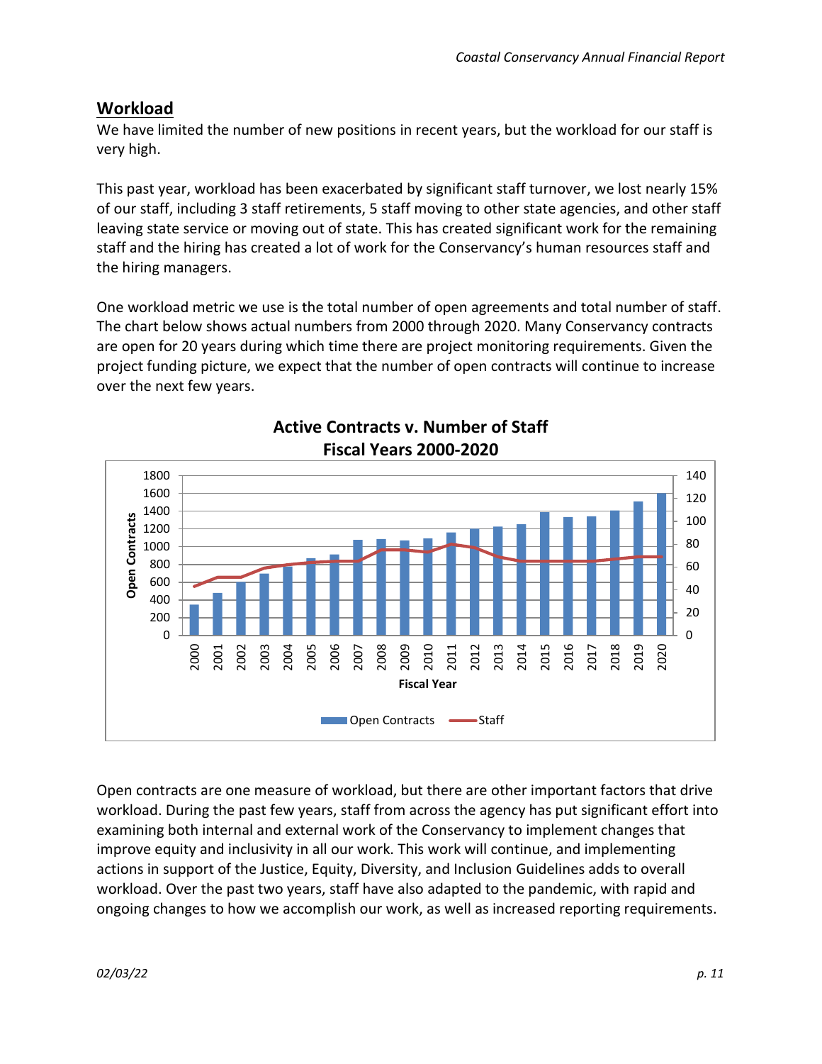## Workload

We have limited the number of new positions in recent years, but the workload for our staff is very high.

This past year, workload has been exacerbated by significant staff turnover, we lost nearly 15% of our staff, including 3 staff retirements, 5 staff moving to other state agencies, and other staff leaving state service or moving out of state. This has created significant work for the remaining staff and the hiring has created a lot of work for the Conservancy's human resources staff and the hiring managers.

One workload metric we use is the total number of open agreements and total number of staff. The chart below shows actual numbers from 2000 through 2020. Many Conservancy contracts are open for 20 years during which time there are project monitoring requirements. Given the project funding picture, we expect that the number of open contracts will continue to increase over the next few years.

**Active Contracts v. Number of Staff**
**Fiscal Years 2000-2020**

Open Contracts
1800
1600
1400
1200
1000
800
600
400
200
0

140
120
100
80
60
40
20
0

2000 2001 2002 2003 2004 2005 2006 2007 2008 2009 2010 2011 2012 2013 2014 2015 2016 2017 2018 2019 2020

Fiscal Year

Open Contracts  Staff

Open contracts are one measure of workload, but there are other important factors that drive workload. During the past few years, staff from across the agency has put significant effort into examining both internal and external work of the Conservancy to implement changes that improve equity and inclusivity in all our work. This work will continue, and implementing actions in support of the Justice, Equity, Diversity, and Inclusion Guidelines adds to overall workload. Over the past two years, staff have also adapted to the pandemic, with rapid and ongoing changes to how we accomplish our work, as well as increased reporting requirements.